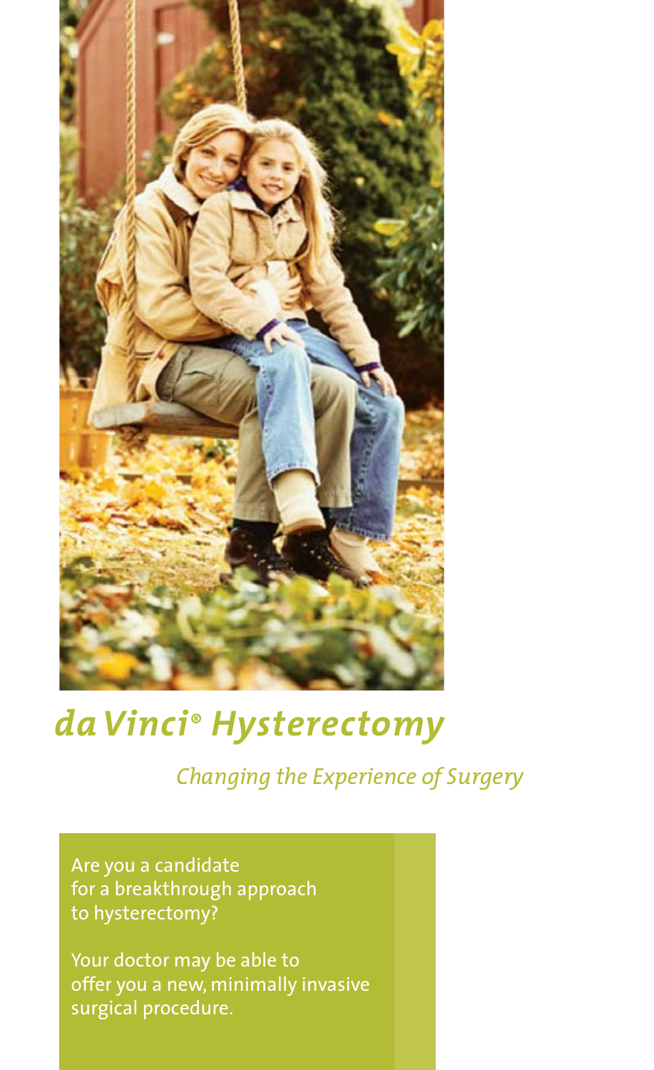# *da Vinci® Hysterectomy*

*Changing the Experience of Surgery*

Are you a candidate for a breakthrough approach to hysterectomy?

Your doctor may be able to offer you a new, minimally invasive surgical procedure.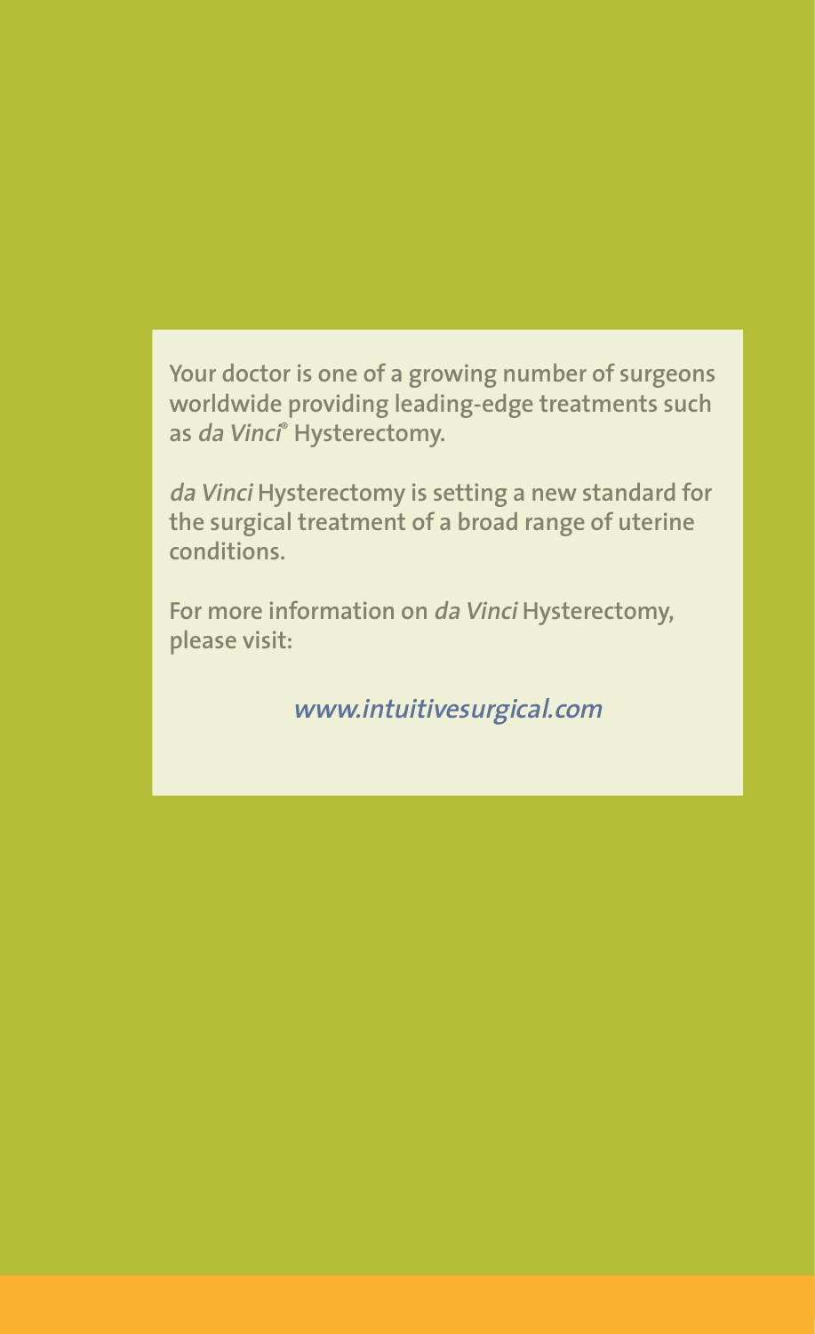Your doctor is one of a growing number of surgeons worldwide providing leading-edge treatments such as *da Vinci*® Hysterectomy.

*da Vinci* Hysterectomy is setting a new standard for the surgical treatment of a broad range of uterine conditions.

For more information on *da Vinci* Hysterectomy, please visit:

*www.intuitivesurgical.com*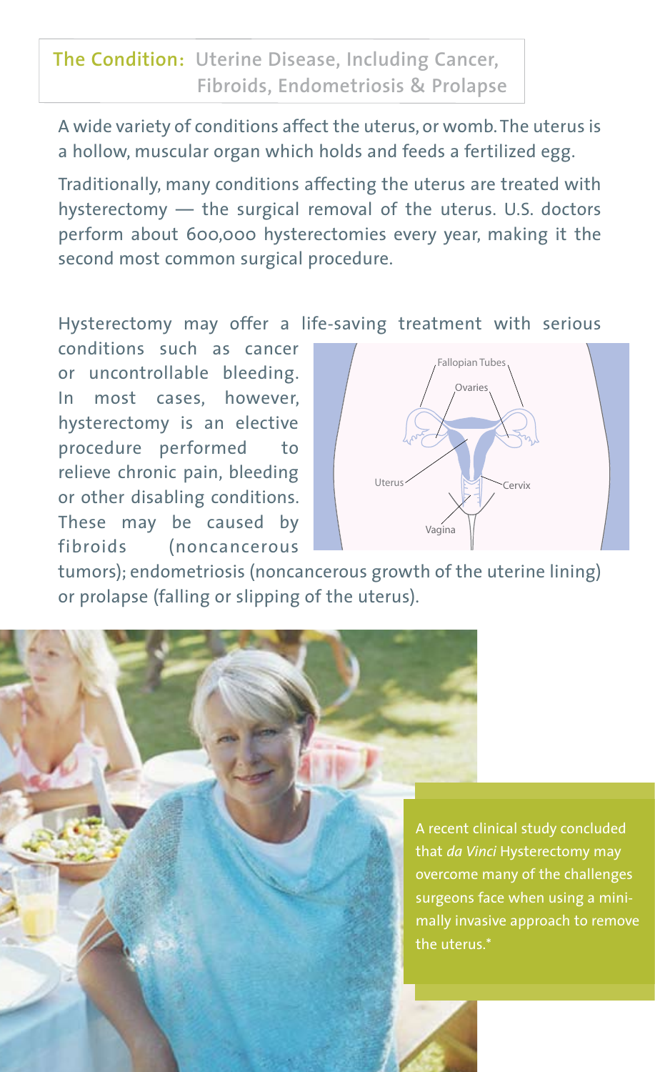## The Condition: Uterine Disease, Including Cancer, Fibroids, Endometriosis & Prolapse

A wide variety of conditions affect the uterus, or womb. The uterus is a hollow, muscular organ which holds and feeds a fertilized egg.

Traditionally, many conditions affecting the uterus are treated with hysterectomy — the surgical removal of the uterus. U.S. doctors perform about 600,000 hysterectomies every year, making it the second most common surgical procedure.

Hysterectomy may offer a life-saving treatment with serious conditions such as cancer or uncontrollable bleeding. In most cases, however, hysterectomy is an elective procedure performed to relieve chronic pain, bleeding or other disabling conditions. These may be caused by fibroids (noncancerous tumors); endometriosis (noncancerous growth of the uterine lining) or prolapse (falling or slipping of the uterus).

Fallopian Tubes, Ovaries, Uterus, Cervix, Vagina

A recent clinical study concluded that *da Vinci* Hysterectomy may overcome many of the challenges surgeons face when using a minimally invasive approach to remove the uterus.*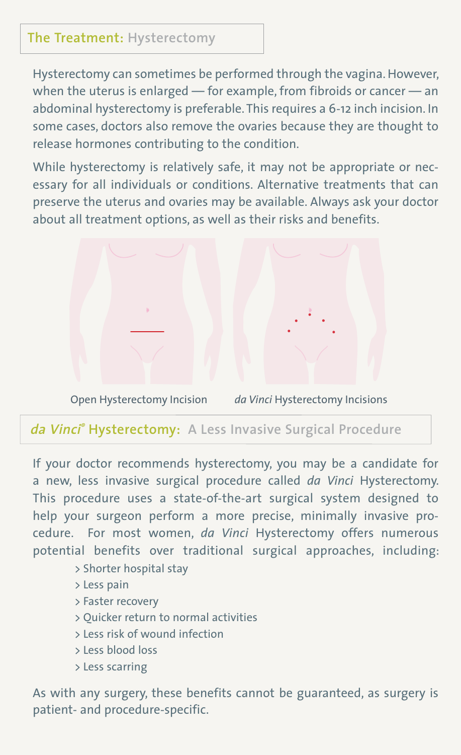## The Treatment: Hysterectomy

Hysterectomy can sometimes be performed through the vagina. However, when the uterus is enlarged — for example, from fibroids or cancer — an abdominal hysterectomy is preferable. This requires a 6-12 inch incision. In some cases, doctors also remove the ovaries because they are thought to release hormones contributing to the condition.

While hysterectomy is relatively safe, it may not be appropriate or necessary for all individuals or conditions. Alternative treatments that can preserve the uterus and ovaries may be available. Always ask your doctor about all treatment options, as well as their risks and benefits.

Open Hysterectomy Incision

*da Vinci* Hysterectomy Incisions

## *da Vinci®* Hysterectomy: A Less Invasive Surgical Procedure

If your doctor recommends hysterectomy, you may be a candidate for a new, less invasive surgical procedure called *da Vinci* Hysterectomy. This procedure uses a state-of-the-art surgical system designed to help your surgeon perform a more precise, minimally invasive procedure. For most women, *da Vinci* Hysterectomy offers numerous potential benefits over traditional surgical approaches, including:

- Shorter hospital stay
- Less pain
- Faster recovery
- Quicker return to normal activities
- Less risk of wound infection
- Less blood loss
- Less scarring

As with any surgery, these benefits cannot be guaranteed, as surgery is patient- and procedure-specific.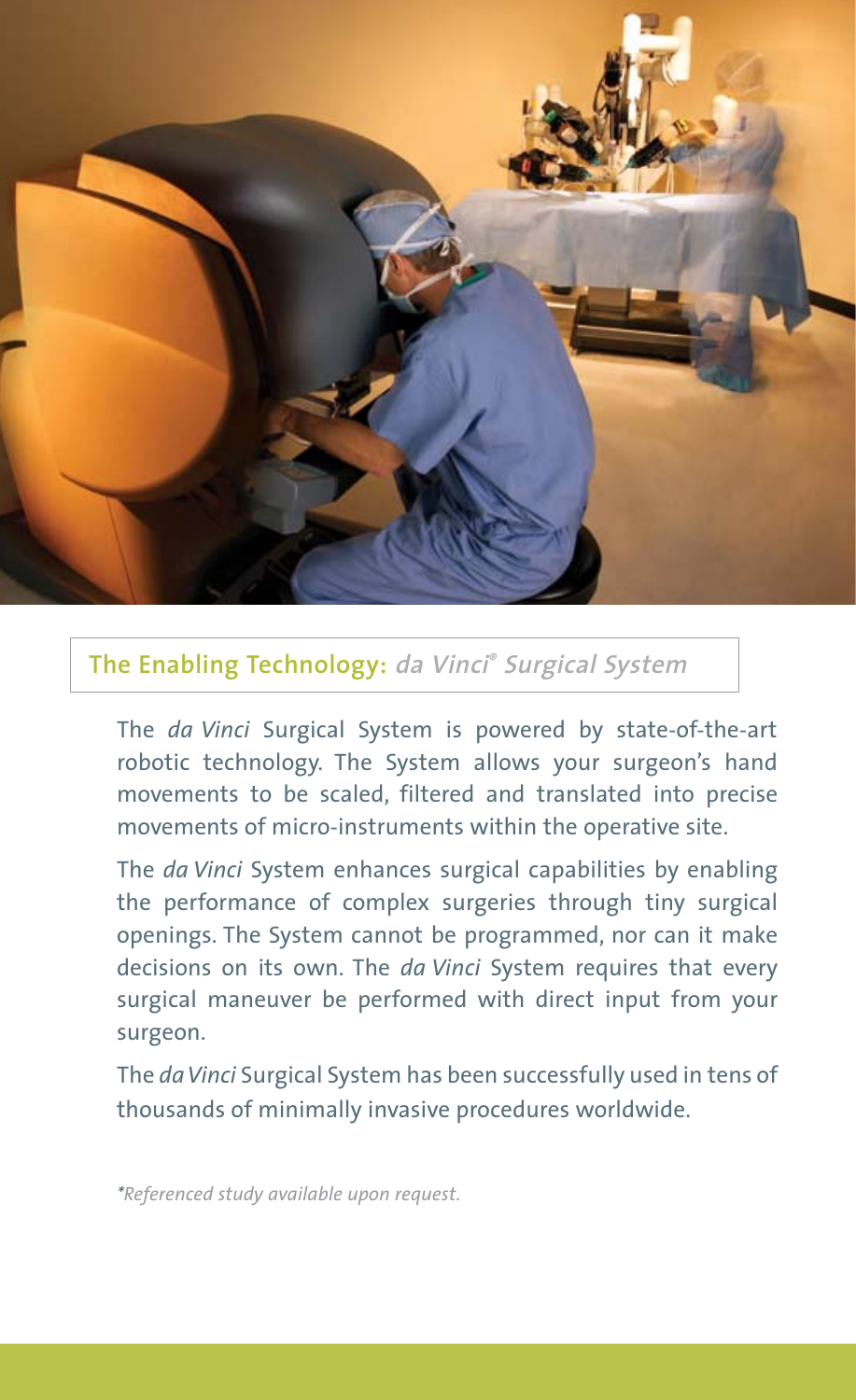## The Enabling Technology: *da Vinci® Surgical System*

The *da Vinci* Surgical System is powered by state-of-the-art robotic technology. The System allows your surgeon's hand movements to be scaled, filtered and translated into precise movements of micro-instruments within the operative site.

The *da Vinci* System enhances surgical capabilities by enabling the performance of complex surgeries through tiny surgical openings. The System cannot be programmed, nor can it make decisions on its own. The *da Vinci* System requires that every surgical maneuver be performed with direct input from your surgeon.

The *da Vinci* Surgical System has been successfully used in tens of thousands of minimally invasive procedures worldwide.

*\*Referenced study available upon request.*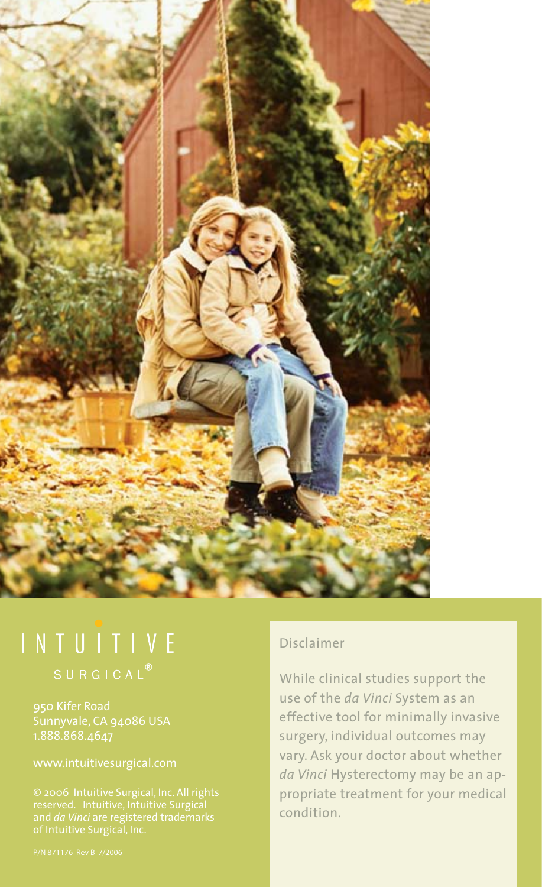INTUITIVE SURGICAL®

950 Kifer Road
Sunnyvale, CA 94086 USA
1.888.868.4647

www.intuitivesurgical.com

© 2006 Intuitive Surgical, Inc. All rights reserved. Intuitive, Intuitive Surgical and *da Vinci* are registered trademarks of Intuitive Surgical, Inc.

P/N 871176 Rev B 7/2006

Disclaimer

While clinical studies support the use of the *da Vinci* System as an effective tool for minimally invasive surgery, individual outcomes may vary. Ask your doctor about whether *da Vinci* Hysterectomy may be an appropriate treatment for your medical condition.